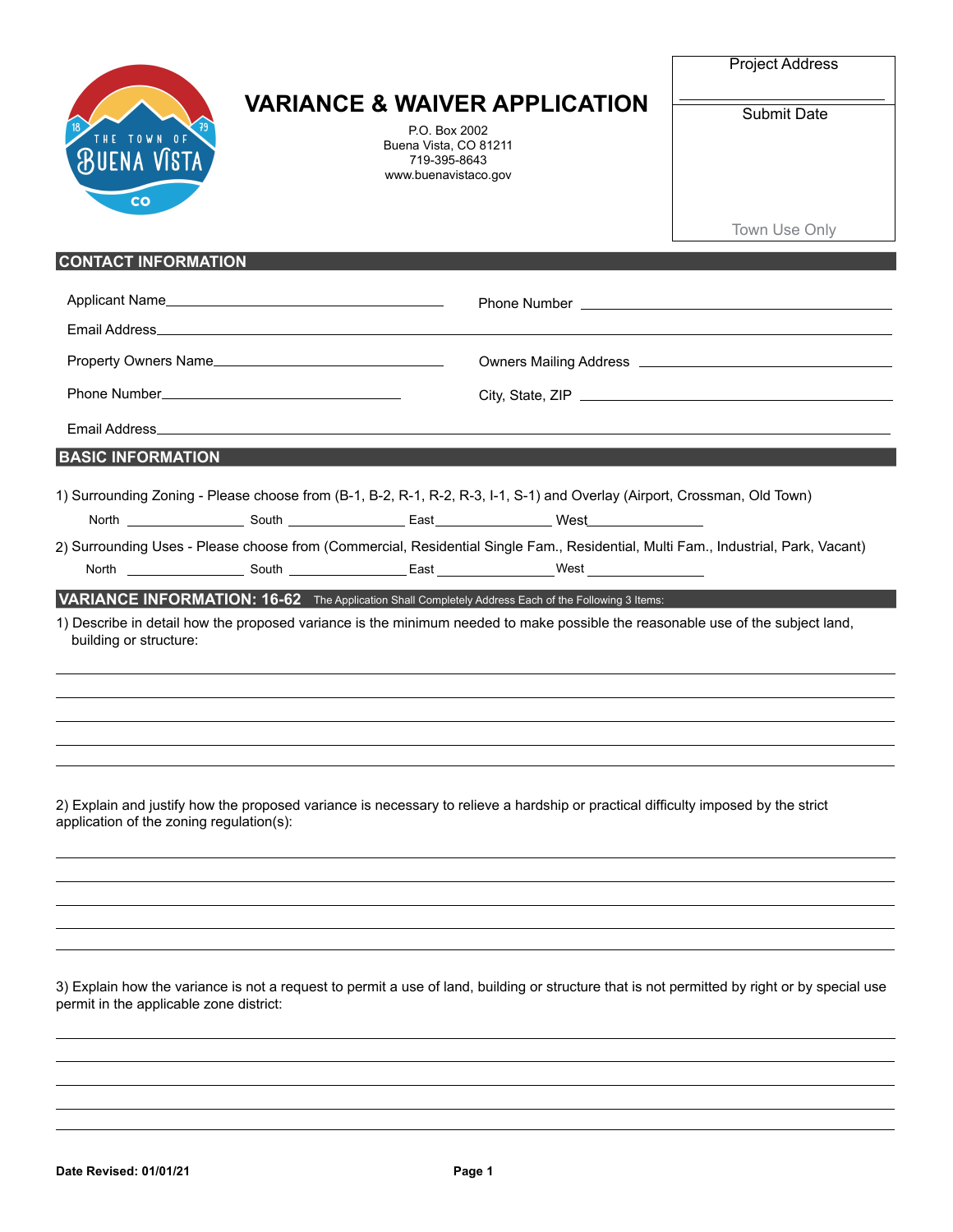# VARIANCE & WAIVER APPLICATION

P.O. Box 2002
Buena Vista, CO 81211
719-395-8643
www.buenavistaco.gov

| Project Address |
| --- |
| Submit Date |
| Town Use Only |

## CONTACT INFORMATION

Applicant Name\_\_\_\_\_\_\_\_\_\_\_\_\_\_\_\_\_\_\_\_\_\_\_\_ Phone Number \_\_\_\_\_\_\_\_\_\_\_\_\_\_\_\_\_\_\_\_\_\_\_\_

Email Address\_\_\_\_\_\_\_\_\_\_\_\_\_\_\_\_\_\_\_\_\_\_\_\_\_\_\_\_\_\_\_\_\_\_\_\_\_\_\_\_\_\_\_\_

Property Owners Name\_\_\_\_\_\_\_\_\_\_\_\_\_\_\_\_\_\_\_\_\_\_\_\_ Owners Mailing Address \_\_\_\_\_\_\_\_\_\_\_\_\_\_\_\_\_\_\_\_\_\_\_\_

Phone Number\_\_\_\_\_\_\_\_\_\_\_\_\_\_\_\_\_\_\_\_\_\_\_\_ City, State, ZIP \_\_\_\_\_\_\_\_\_\_\_\_\_\_\_\_\_\_\_\_\_\_\_\_

Email Address\_\_\_\_\_\_\_\_\_\_\_\_\_\_\_\_\_\_\_\_\_\_\_\_\_\_\_\_\_\_\_\_\_\_\_\_\_\_\_\_\_\_\_\_

## BASIC INFORMATION

1) Surrounding Zoning - Please choose from (B-1, B-2, R-1, R-2, R-3, I-1, S-1) and Overlay (Airport, Crossman, Old Town)

North \_\_\_\_\_\_\_\_\_\_\_\_ South \_\_\_\_\_\_\_\_\_\_\_\_ East\_\_\_\_\_\_\_\_\_\_\_\_ West\_\_\_\_\_\_\_\_\_\_\_\_

2) Surrounding Uses - Please choose from (Commercial, Residential Single Fam., Residential, Multi Fam., Industrial, Park, Vacant)

North \_\_\_\_\_\_\_\_\_\_\_\_ South \_\_\_\_\_\_\_\_\_\_\_\_ East \_\_\_\_\_\_\_\_\_\_\_\_ West \_\_\_\_\_\_\_\_\_\_\_\_

## VARIANCE INFORMATION: 16-62 The Application Shall Completely Address Each of the Following 3 Items:

1) Describe in detail how the proposed variance is the minimum needed to make possible the reasonable use of the subject land, building or structure:

\_\_\_\_\_\_\_\_\_\_\_\_\_\_\_\_\_\_\_\_\_\_\_\_\_\_\_\_\_\_\_\_\_\_\_\_\_\_\_\_\_\_\_\_\_\_\_\_\_\_\_\_\_\_\_\_\_\_\_\_

\_\_\_\_\_\_\_\_\_\_\_\_\_\_\_\_\_\_\_\_\_\_\_\_\_\_\_\_\_\_\_\_\_\_\_\_\_\_\_\_\_\_\_\_\_\_\_\_\_\_\_\_\_\_\_\_\_\_\_\_

\_\_\_\_\_\_\_\_\_\_\_\_\_\_\_\_\_\_\_\_\_\_\_\_\_\_\_\_\_\_\_\_\_\_\_\_\_\_\_\_\_\_\_\_\_\_\_\_\_\_\_\_\_\_\_\_\_\_\_\_

\_\_\_\_\_\_\_\_\_\_\_\_\_\_\_\_\_\_\_\_\_\_\_\_\_\_\_\_\_\_\_\_\_\_\_\_\_\_\_\_\_\_\_\_\_\_\_\_\_\_\_\_\_\_\_\_\_\_\_\_

2) Explain and justify how the proposed variance is necessary to relieve a hardship or practical difficulty imposed by the strict application of the zoning regulation(s):

\_\_\_\_\_\_\_\_\_\_\_\_\_\_\_\_\_\_\_\_\_\_\_\_\_\_\_\_\_\_\_\_\_\_\_\_\_\_\_\_\_\_\_\_\_\_\_\_\_\_\_\_\_\_\_\_\_\_\_\_

\_\_\_\_\_\_\_\_\_\_\_\_\_\_\_\_\_\_\_\_\_\_\_\_\_\_\_\_\_\_\_\_\_\_\_\_\_\_\_\_\_\_\_\_\_\_\_\_\_\_\_\_\_\_\_\_\_\_\_\_

\_\_\_\_\_\_\_\_\_\_\_\_\_\_\_\_\_\_\_\_\_\_\_\_\_\_\_\_\_\_\_\_\_\_\_\_\_\_\_\_\_\_\_\_\_\_\_\_\_\_\_\_\_\_\_\_\_\_\_\_

\_\_\_\_\_\_\_\_\_\_\_\_\_\_\_\_\_\_\_\_\_\_\_\_\_\_\_\_\_\_\_\_\_\_\_\_\_\_\_\_\_\_\_\_\_\_\_\_\_\_\_\_\_\_\_\_\_\_\_\_

3) Explain how the variance is not a request to permit a use of land, building or structure that is not permitted by right or by special use permit in the applicable zone district:

\_\_\_\_\_\_\_\_\_\_\_\_\_\_\_\_\_\_\_\_\_\_\_\_\_\_\_\_\_\_\_\_\_\_\_\_\_\_\_\_\_\_\_\_\_\_\_\_\_\_\_\_\_\_\_\_\_\_\_\_

\_\_\_\_\_\_\_\_\_\_\_\_\_\_\_\_\_\_\_\_\_\_\_\_\_\_\_\_\_\_\_\_\_\_\_\_\_\_\_\_\_\_\_\_\_\_\_\_\_\_\_\_\_\_\_\_\_\_\_\_

\_\_\_\_\_\_\_\_\_\_\_\_\_\_\_\_\_\_\_\_\_\_\_\_\_\_\_\_\_\_\_\_\_\_\_\_\_\_\_\_\_\_\_\_\_\_\_\_\_\_\_\_\_\_\_\_\_\_\_\_

\_\_\_\_\_\_\_\_\_\_\_\_\_\_\_\_\_\_\_\_\_\_\_\_\_\_\_\_\_\_\_\_\_\_\_\_\_\_\_\_\_\_\_\_\_\_\_\_\_\_\_\_\_\_\_\_\_\_\_\_

**Date Revised: 01/01/21**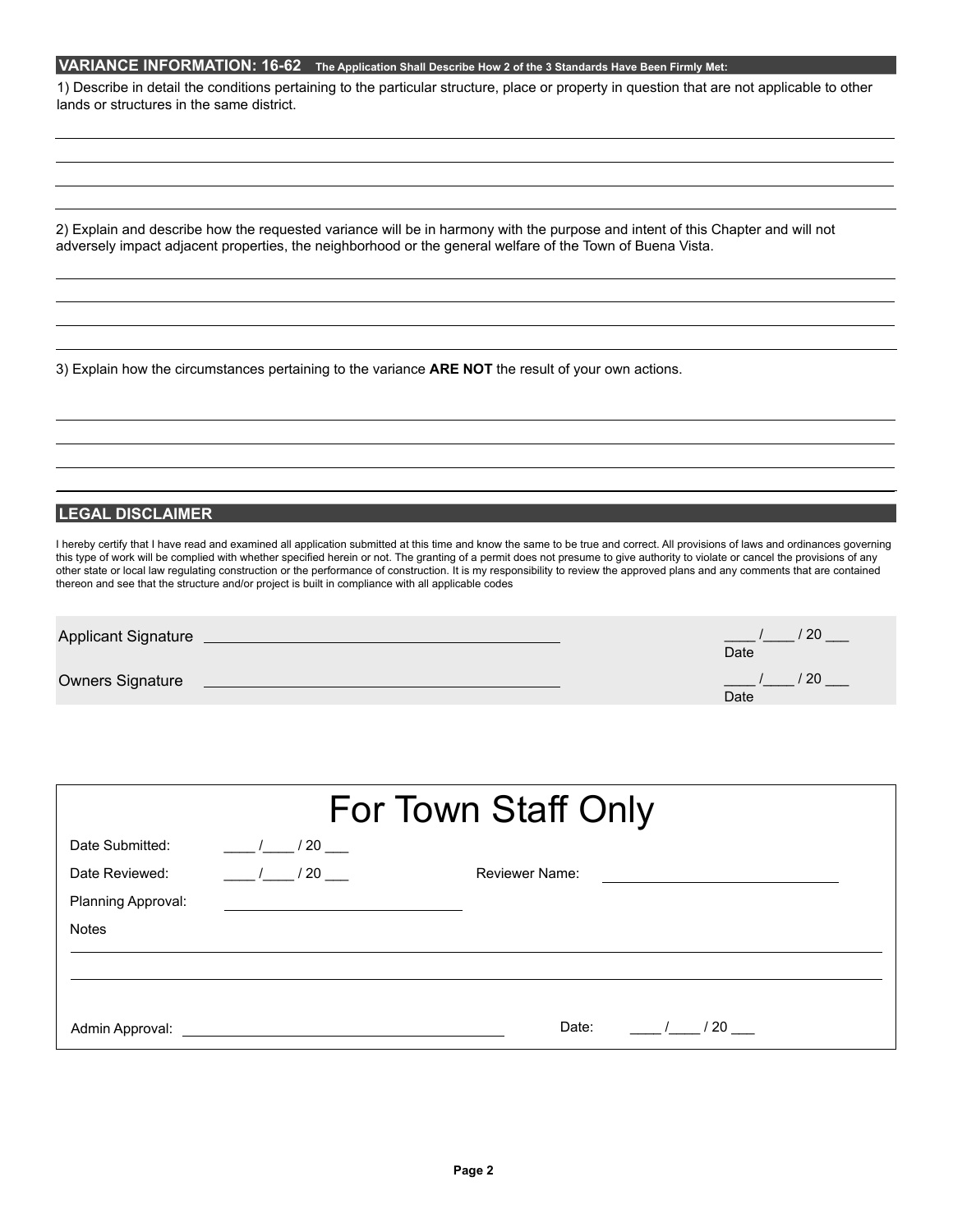## VARIANCE INFORMATION: 16-62 The Application Shall Describe How 2 of the 3 Standards Have Been Firmly Met:

1) Describe in detail the conditions pertaining to the particular structure, place or property in question that are not applicable to other lands or structures in the same district.

_______________________________________________________________________________

_______________________________________________________________________________

_______________________________________________________________________________

_______________________________________________________________________________

2) Explain and describe how the requested variance will be in harmony with the purpose and intent of this Chapter and will not adversely impact adjacent properties, the neighborhood or the general welfare of the Town of Buena Vista.

_______________________________________________________________________________

_______________________________________________________________________________

_______________________________________________________________________________

_______________________________________________________________________________

3) Explain how the circumstances pertaining to the variance **ARE NOT** the result of your own actions.

_______________________________________________________________________________

_______________________________________________________________________________

_______________________________________________________________________________

_______________________________________________________________________________

## LEGAL DISCLAIMER

I hereby certify that I have read and examined all application submitted at this time and know the same to be true and correct. All provisions of laws and ordinances governing this type of work will be complied with whether specified herein or not. The granting of a permit does not presume to give authority to violate or cancel the provisions of any other state or local law regulating construction or the performance of construction. It is my responsibility to review the approved plans and any comments that are contained thereon and see that the structure and/or project is built in compliance with all applicable codes

Applicant Signature ______________________________ ____ /____ / 20 ___ Date

Owners Signature ______________________________ ____ /____ / 20 ___ Date

# For Town Staff Only

Date Submitted: ____ /____ / 20 ___

Date Reviewed: ____ /____ / 20 ___ Reviewer Name: ______________________________

Planning Approval: ______________________________

Notes

_______________________________________________________________________________

_______________________________________________________________________________

Admin Approval: ______________________________ Date: ____ /____ / 20 ___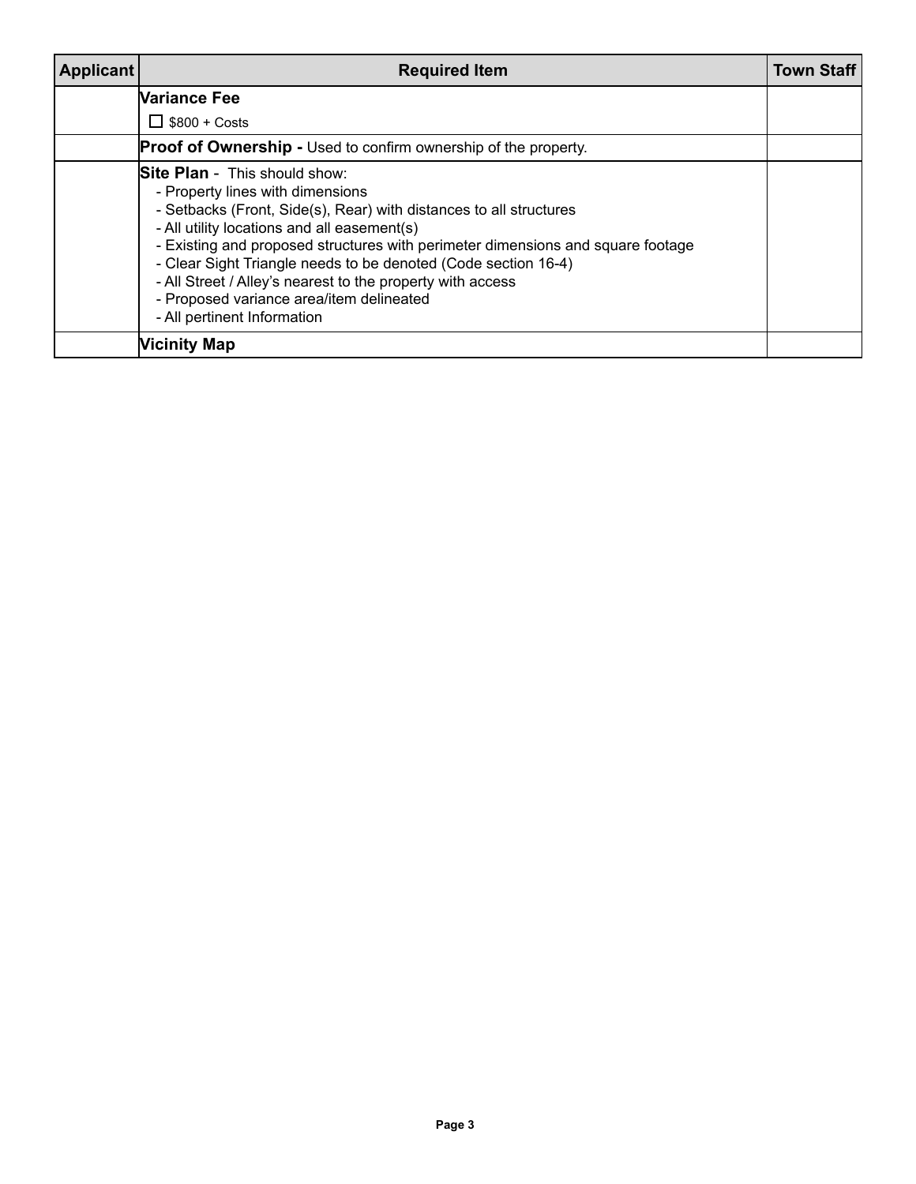| Applicant | Required Item | Town Staff |
|---|---|---|
| | **Variance Fee**<br>☐ $800 + Costs | |
| | **Proof of Ownership -** Used to confirm ownership of the property. | |
| | **Site Plan** - This should show:<br>- Property lines with dimensions<br>- Setbacks (Front, Side(s), Rear) with distances to all structures<br>- All utility locations and all easement(s)<br>- Existing and proposed structures with perimeter dimensions and square footage<br>- Clear Sight Triangle needs to be denoted (Code section 16-4)<br>- All Street / Alley's nearest to the property with access<br>- Proposed variance area/item delineated<br>- All pertinent Information | |
| | **Vicinity Map** | |